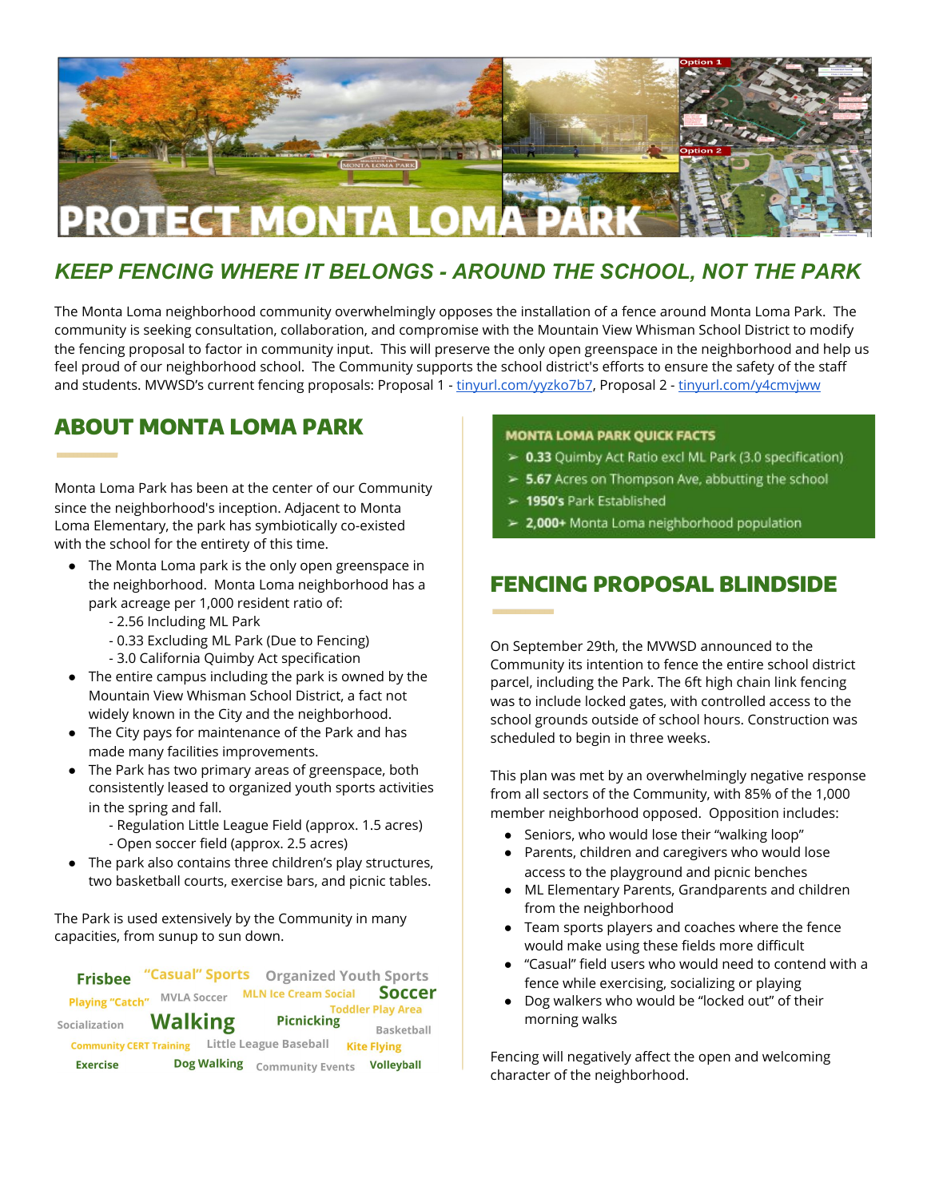# PROTECT MONTA LOMA PARK

## *KEEP FENCING WHERE IT BELONGS - AROUND THE SCHOOL, NOT THE PARK*

The Monta Loma neighborhood community overwhelmingly opposes the installation of a fence around Monta Loma Park. The community is seeking consultation, collaboration, and compromise with the Mountain View Whisman School District to modify the fencing proposal to factor in community input. This will preserve the only open greenspace in the neighborhood and help us feel proud of our neighborhood school. The Community supports the school district's efforts to ensure the safety of the staff and students. MVWSD's current fencing proposals: Proposal 1 - tinyurl.com/yyzko7b7, Proposal 2 - tinyurl.com/y4cmvjww

## ABOUT MONTA LOMA PARK

Monta Loma Park has been at the center of our Community since the neighborhood's inception. Adjacent to Monta Loma Elementary, the park has symbiotically co-existed with the school for the entirety of this time.

- The Monta Loma park is the only open greenspace in the neighborhood. Monta Loma neighborhood has a park acreage per 1,000 resident ratio of:
  - 2.56 Including ML Park
  - 0.33 Excluding ML Park (Due to Fencing)
  - 3.0 California Quimby Act specification
- The entire campus including the park is owned by the Mountain View Whisman School District, a fact not widely known in the City and the neighborhood.
- The City pays for maintenance of the Park and has made many facilities improvements.
- The Park has two primary areas of greenspace, both consistently leased to organized youth sports activities in the spring and fall.
  - Regulation Little League Field (approx. 1.5 acres)
  - Open soccer field (approx. 2.5 acres)
- The park also contains three children's play structures, two basketball courts, exercise bars, and picnic tables.

The Park is used extensively by the Community in many capacities, from sunup to sun down.

Frisbee · "Casual" Sports · Organized Youth Sports · Playing "Catch" · MVLA Soccer · MLN Ice Cream Social · Soccer · Toddler Play Area · Socialization · Walking · Picnicking · Basketball · Community CERT Training · Little League Baseball · Kite Flying · Exercise · Dog Walking · Community Events · Volleyball

### MONTA LOMA PARK QUICK FACTS

- **0.33** Quimby Act Ratio excl ML Park (3.0 specification)
- **5.67** Acres on Thompson Ave, abutting the school
- **1950's** Park Established
- **2,000+** Monta Loma neighborhood population

## FENCING PROPOSAL BLINDSIDE

On September 29th, the MVWSD announced to the Community its intention to fence the entire school district parcel, including the Park. The 6ft high chain link fencing was to include locked gates, with controlled access to the school grounds outside of school hours. Construction was scheduled to begin in three weeks.

This plan was met by an overwhelmingly negative response from all sectors of the Community, with 85% of the 1,000 member neighborhood opposed. Opposition includes:

- Seniors, who would lose their "walking loop"
- Parents, children and caregivers who would lose access to the playground and picnic benches
- ML Elementary Parents, Grandparents and children from the neighborhood
- Team sports players and coaches where the fence would make using these fields more difficult
- "Casual" field users who would need to contend with a fence while exercising, socializing or playing
- Dog walkers who would be "locked out" of their morning walks

Fencing will negatively affect the open and welcoming character of the neighborhood.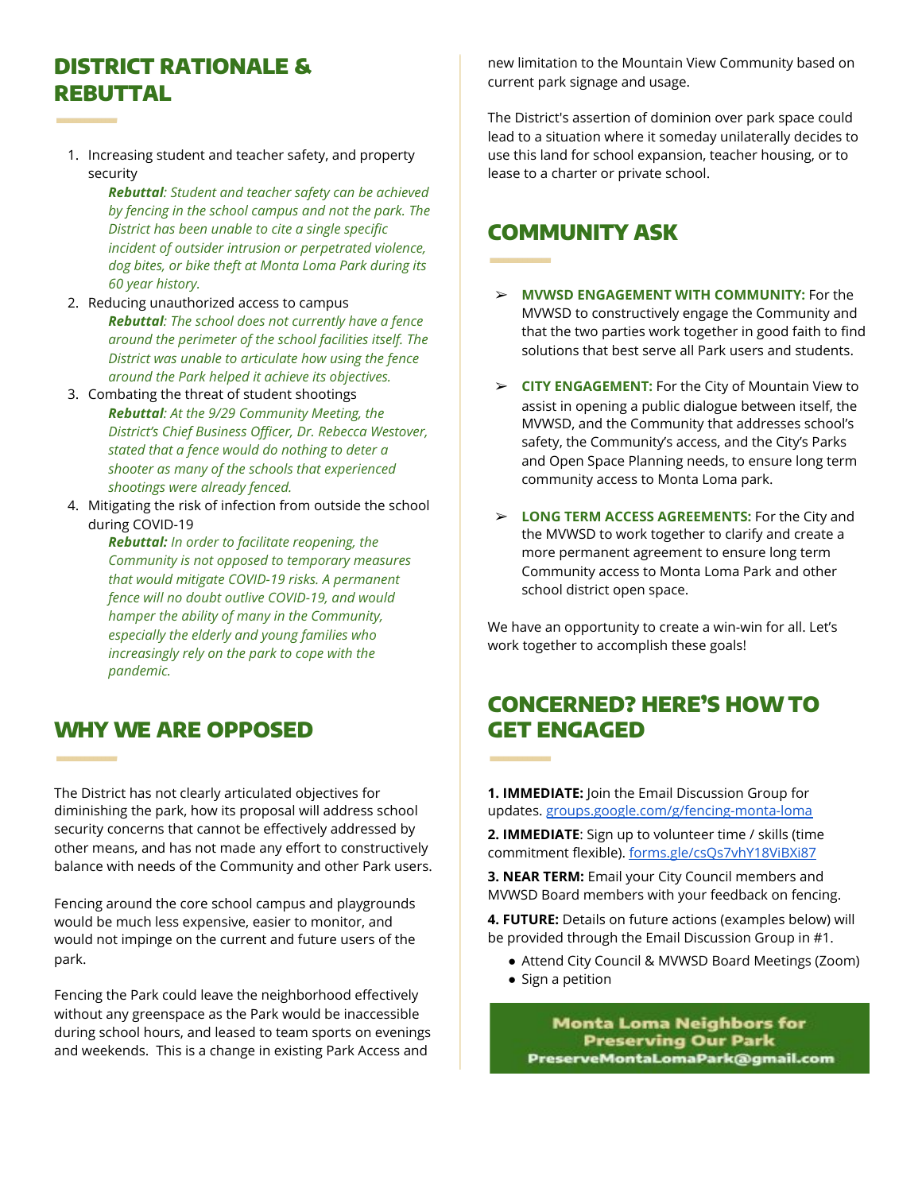## DISTRICT RATIONALE & REBUTTAL

1. Increasing student and teacher safety, and property security
   ***Rebuttal****: Student and teacher safety can be achieved by fencing in the school campus and not the park. The District has been unable to cite a single specific incident of outsider intrusion or perpetrated violence, dog bites, or bike theft at Monta Loma Park during its 60 year history.*
2. Reducing unauthorized access to campus
   ***Rebuttal****: The school does not currently have a fence around the perimeter of the school facilities itself. The District was unable to articulate how using the fence around the Park helped it achieve its objectives.*
3. Combating the threat of student shootings
   ***Rebuttal****: At the 9/29 Community Meeting, the District's Chief Business Officer, Dr. Rebecca Westover, stated that a fence would do nothing to deter a shooter as many of the schools that experienced shootings were already fenced.*
4. Mitigating the risk of infection from outside the school during COVID-19
   ***Rebuttal:*** *In order to facilitate reopening, the Community is not opposed to temporary measures that would mitigate COVID-19 risks. A permanent fence will no doubt outlive COVID-19, and would hamper the ability of many in the Community, especially the elderly and young families who increasingly rely on the park to cope with the pandemic.*

## WHY WE ARE OPPOSED

The District has not clearly articulated objectives for diminishing the park, how its proposal will address school security concerns that cannot be effectively addressed by other means, and has not made any effort to constructively balance with needs of the Community and other Park users.

Fencing around the core school campus and playgrounds would be much less expensive, easier to monitor, and would not impinge on the current and future users of the park.

Fencing the Park could leave the neighborhood effectively without any greenspace as the Park would be inaccessible during school hours, and leased to team sports on evenings and weekends. This is a change in existing Park Access and new limitation to the Mountain View Community based on current park signage and usage.

The District's assertion of dominion over park space could lead to a situation where it someday unilaterally decides to use this land for school expansion, teacher housing, or to lease to a charter or private school.

## COMMUNITY ASK

- **MVWSD ENGAGEMENT WITH COMMUNITY:** For the MVWSD to constructively engage the Community and that the two parties work together in good faith to find solutions that best serve all Park users and students.
- **CITY ENGAGEMENT:** For the City of Mountain View to assist in opening a public dialogue between itself, the MVWSD, and the Community that addresses school's safety, the Community's access, and the City's Parks and Open Space Planning needs, to ensure long term community access to Monta Loma park.
- **LONG TERM ACCESS AGREEMENTS:** For the City and the MVWSD to work together to clarify and create a more permanent agreement to ensure long term Community access to Monta Loma Park and other school district open space.

We have an opportunity to create a win-win for all. Let's work together to accomplish these goals!

## CONCERNED? HERE'S HOW TO GET ENGAGED

**1. IMMEDIATE:** Join the Email Discussion Group for updates. groups.google.com/g/fencing-monta-loma

**2. IMMEDIATE**: Sign up to volunteer time / skills (time commitment flexible). forms.gle/csQs7vhY18ViBXi87

**3. NEAR TERM:** Email your City Council members and MVWSD Board members with your feedback on fencing.

**4. FUTURE:** Details on future actions (examples below) will be provided through the Email Discussion Group in #1.

- Attend City Council & MVWSD Board Meetings (Zoom)
- Sign a petition

**Monta Loma Neighbors for Preserving Our Park**
**PreserveMontaLomaPark@gmail.com**